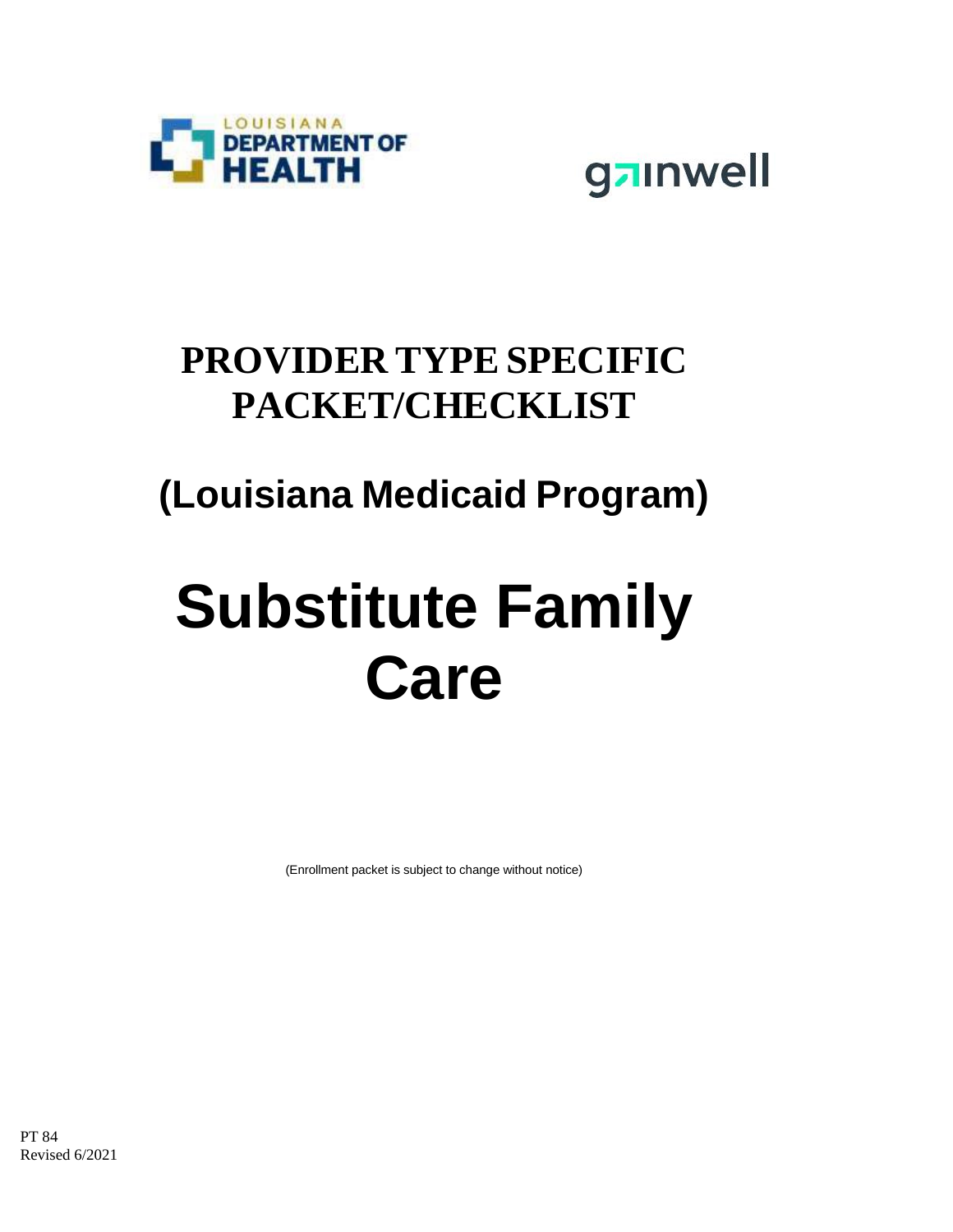LOUISIANA DEPARTMENT OF HEALTH

gainwell

# PROVIDER TYPE SPECIFIC PACKET/CHECKLIST

## (Louisiana Medicaid Program)

# Substitute Family Care

(Enrollment packet is subject to change without notice)

PT 84
Revised 6/2021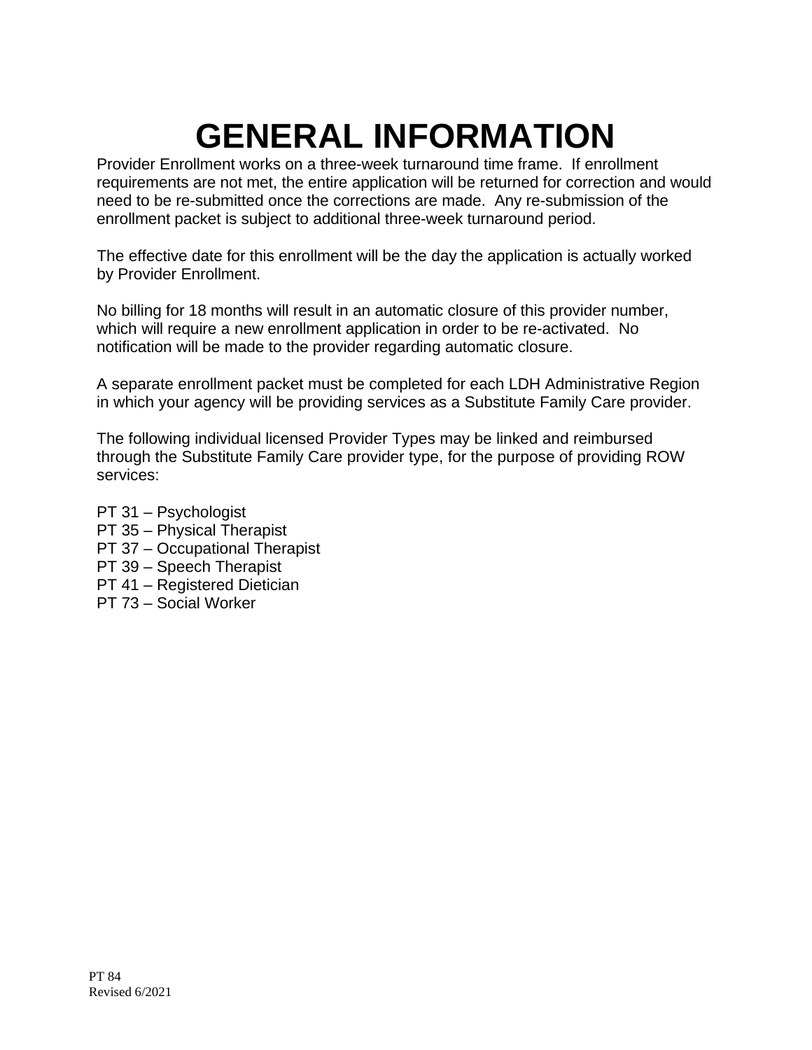# GENERAL INFORMATION

Provider Enrollment works on a three-week turnaround time frame. If enrollment requirements are not met, the entire application will be returned for correction and would need to be re-submitted once the corrections are made. Any re-submission of the enrollment packet is subject to additional three-week turnaround period.

The effective date for this enrollment will be the day the application is actually worked by Provider Enrollment.

No billing for 18 months will result in an automatic closure of this provider number, which will require a new enrollment application in order to be re-activated. No notification will be made to the provider regarding automatic closure.

A separate enrollment packet must be completed for each LDH Administrative Region in which your agency will be providing services as a Substitute Family Care provider.

The following individual licensed Provider Types may be linked and reimbursed through the Substitute Family Care provider type, for the purpose of providing ROW services:

PT 31 – Psychologist
PT 35 – Physical Therapist
PT 37 – Occupational Therapist
PT 39 – Speech Therapist
PT 41 – Registered Dietician
PT 73 – Social Worker

PT 84
Revised 6/2021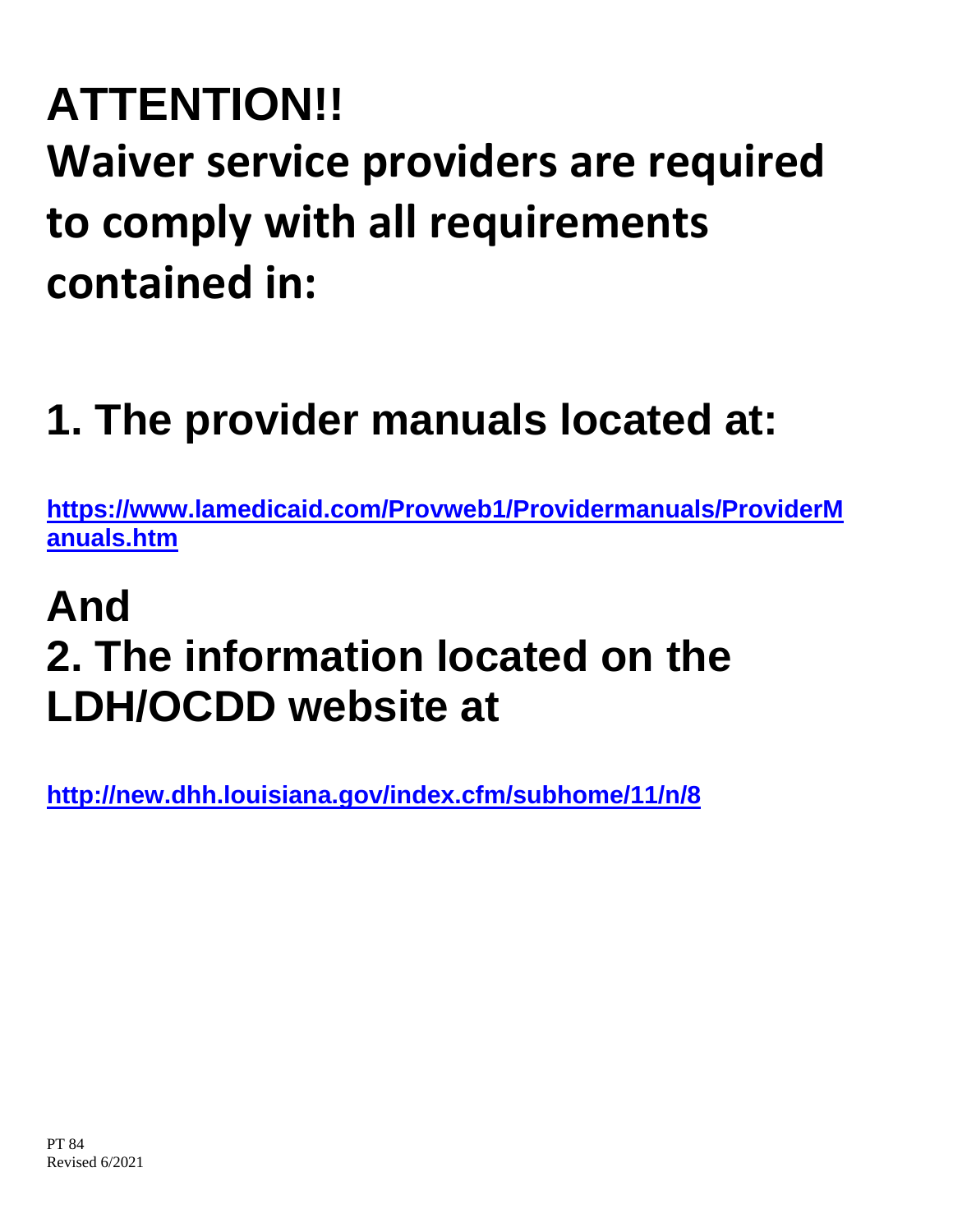# ATTENTION!!

# Waiver service providers are required to comply with all requirements contained in:

## 1. The provider manuals located at:

**https://www.lamedicaid.com/Provweb1/Providermanuals/ProviderManuals.htm**

## And

## 2. The information located on the LDH/OCDD website at

**http://new.dhh.louisiana.gov/index.cfm/subhome/11/n/8**

PT 84
Revised 6/2021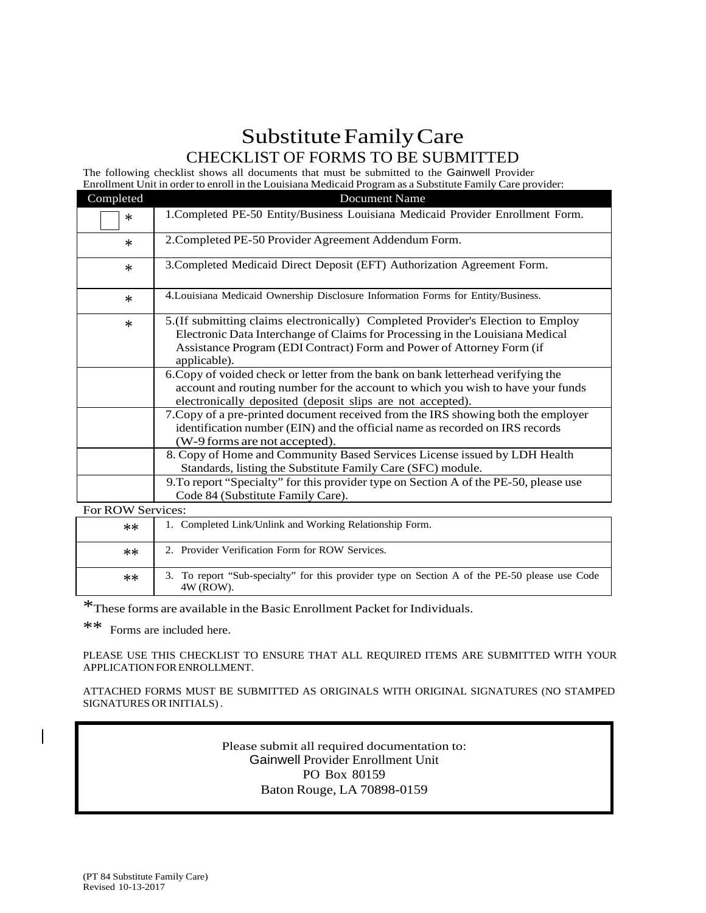# Substitute Family Care

## CHECKLIST OF FORMS TO BE SUBMITTED

The following checklist shows all documents that must be submitted to the Gainwell Provider Enrollment Unit in order to enroll in the Louisiana Medicaid Program as a Substitute Family Care provider:

| Completed | Document Name |
|---|---|
| * | 1.Completed PE-50 Entity/Business Louisiana Medicaid Provider Enrollment Form. |
| * | 2.Completed PE-50 Provider Agreement Addendum Form. |
| * | 3.Completed Medicaid Direct Deposit (EFT) Authorization Agreement Form. |
| * | 4.Louisiana Medicaid Ownership Disclosure Information Forms for Entity/Business. |
| * | 5.(If submitting claims electronically) Completed Provider's Election to Employ Electronic Data Interchange of Claims for Processing in the Louisiana Medical Assistance Program (EDI Contract) Form and Power of Attorney Form (if applicable). |
| | 6.Copy of voided check or letter from the bank on bank letterhead verifying the account and routing number for the account to which you wish to have your funds electronically deposited (deposit slips are not accepted). |
| | 7.Copy of a pre-printed document received from the IRS showing both the employer identification number (EIN) and the official name as recorded on IRS records (W-9 forms are not accepted). |
| | 8. Copy of Home and Community Based Services License issued by LDH Health Standards, listing the Substitute Family Care (SFC) module. |
| | 9.To report "Specialty" for this provider type on Section A of the PE-50, please use Code 84 (Substitute Family Care). |

For ROW Services:

| | |
|---|---|
| ** | 1. Completed Link/Unlink and Working Relationship Form. |
| ** | 2. Provider Verification Form for ROW Services. |
| ** | 3. To report "Sub-specialty" for this provider type on Section A of the PE-50 please use Code 4W (ROW). |

*These forms are available in the Basic Enrollment Packet for Individuals.

** Forms are included here.

PLEASE USE THIS CHECKLIST TO ENSURE THAT ALL REQUIRED ITEMS ARE SUBMITTED WITH YOUR APPLICATION FOR ENROLLMENT.

ATTACHED FORMS MUST BE SUBMITTED AS ORIGINALS WITH ORIGINAL SIGNATURES (NO STAMPED SIGNATURES OR INITIALS).

Please submit all required documentation to:
Gainwell Provider Enrollment Unit
PO Box 80159
Baton Rouge, LA 70898-0159

(PT 84 Substitute Family Care)
Revised 10-13-2017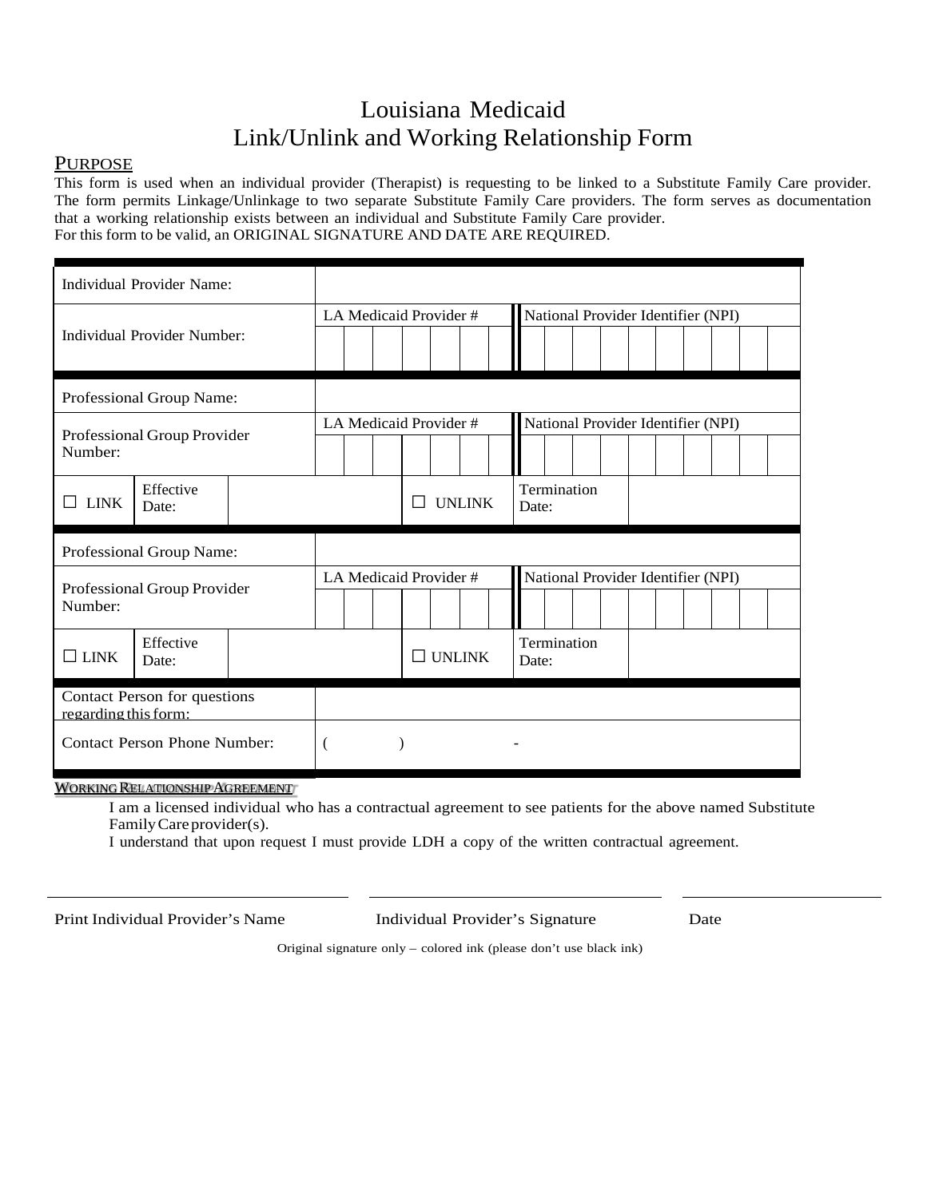# Louisiana Medicaid
# Link/Unlink and Working Relationship Form

## PURPOSE

This form is used when an individual provider (Therapist) is requesting to be linked to a Substitute Family Care provider. The form permits Linkage/Unlinkage to two separate Substitute Family Care providers. The form serves as documentation that a working relationship exists between an individual and Substitute Family Care provider.
For this form to be valid, an ORIGINAL SIGNATURE AND DATE ARE REQUIRED.

| | | | |
|---|---|---|---|
| Individual Provider Name: | | | |
| Individual Provider Number: | LA Medicaid Provider # | National Provider Identifier (NPI) | |
| Professional Group Name: | | | |
| Professional Group Provider Number: | LA Medicaid Provider # | National Provider Identifier (NPI) | |
| ☐ LINK Effective Date: | | ☐ UNLINK | Termination Date: |
| Professional Group Name: | | | |
| Professional Group Provider Number: | LA Medicaid Provider # | National Provider Identifier (NPI) | |
| ☐ LINK Effective Date: | | ☐ UNLINK | Termination Date: |
| Contact Person for questions regarding this form: | | | |
| Contact Person Phone Number: | ( ) - | | |

## WORKING RELATIONSHIP AGREEMENT

I am a licensed individual who has a contractual agreement to see patients for the above named Substitute Family Care provider(s).
I understand that upon request I must provide LDH a copy of the written contractual agreement.

| | | |
|---|---|---|
| Print Individual Provider's Name | Individual Provider's Signature | Date |

Original signature only – colored ink (please don't use black ink)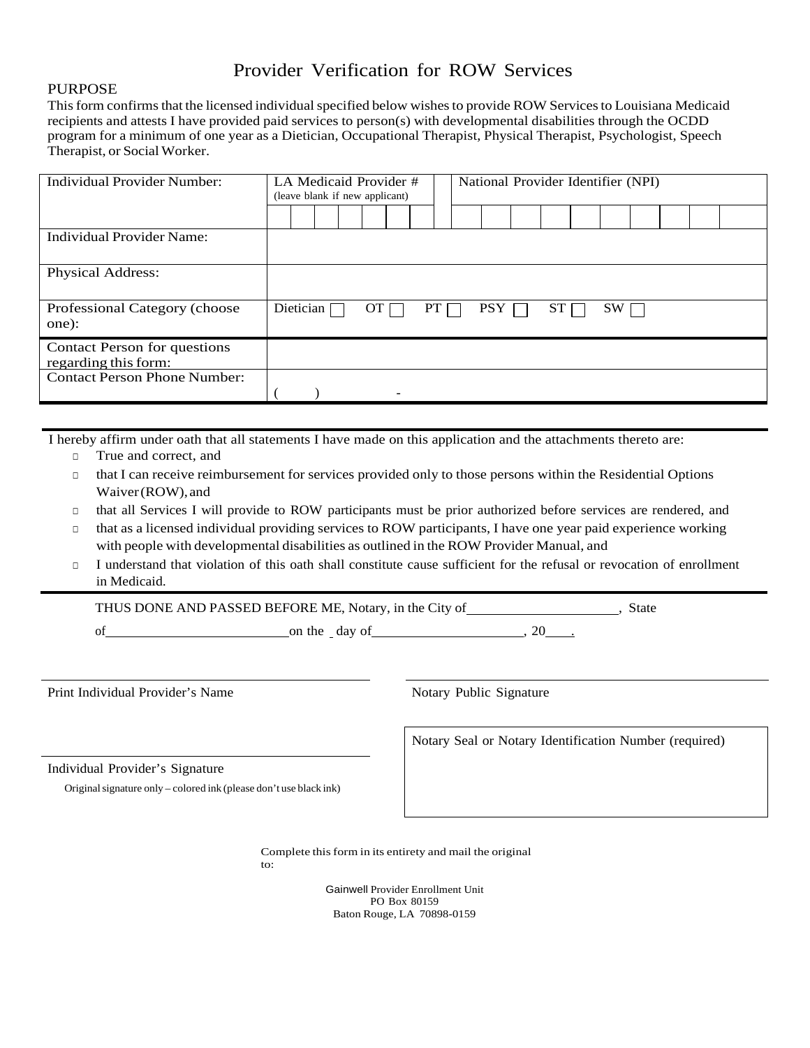# Provider Verification for ROW Services

PURPOSE

This form confirms that the licensed individual specified below wishes to provide ROW Services to Louisiana Medicaid recipients and attests I have provided paid services to person(s) with developmental disabilities through the OCDD program for a minimum of one year as a Dietician, Occupational Therapist, Physical Therapist, Psychologist, Speech Therapist, or Social Worker.

| | | |
|---|---|---|
| Individual Provider Number: | LA Medicaid Provider # (leave blank if new applicant) | National Provider Identifier (NPI) |
| Individual Provider Name: | | |
| Physical Address: | | |
| Professional Category (choose one): | Dietician ☐ OT ☐ PT ☐ PSY ☐ ST ☐ SW ☐ | |
| Contact Person for questions regarding this form: | | |
| Contact Person Phone Number: | ( ) - | |

I hereby affirm under oath that all statements I have made on this application and the attachments thereto are:

- True and correct, and
- that I can receive reimbursement for services provided only to those persons within the Residential Options Waiver (ROW), and
- that all Services I will provide to ROW participants must be prior authorized before services are rendered, and
- that as a licensed individual providing services to ROW participants, I have one year paid experience working with people with developmental disabilities as outlined in the ROW Provider Manual, and
- I understand that violation of this oath shall constitute cause sufficient for the refusal or revocation of enrollment in Medicaid.

THUS DONE AND PASSED BEFORE ME, Notary, in the City of ____________________, State of ________________________ on the _ day of ____________________, 20____.

Print Individual Provider's Name

Notary Public Signature

Notary Seal or Notary Identification Number (required)

Individual Provider's Signature

Original signature only – colored ink (please don't use black ink)

Complete this form in its entirety and mail the original to:

Gainwell Provider Enrollment Unit
PO Box 80159
Baton Rouge, LA 70898-0159